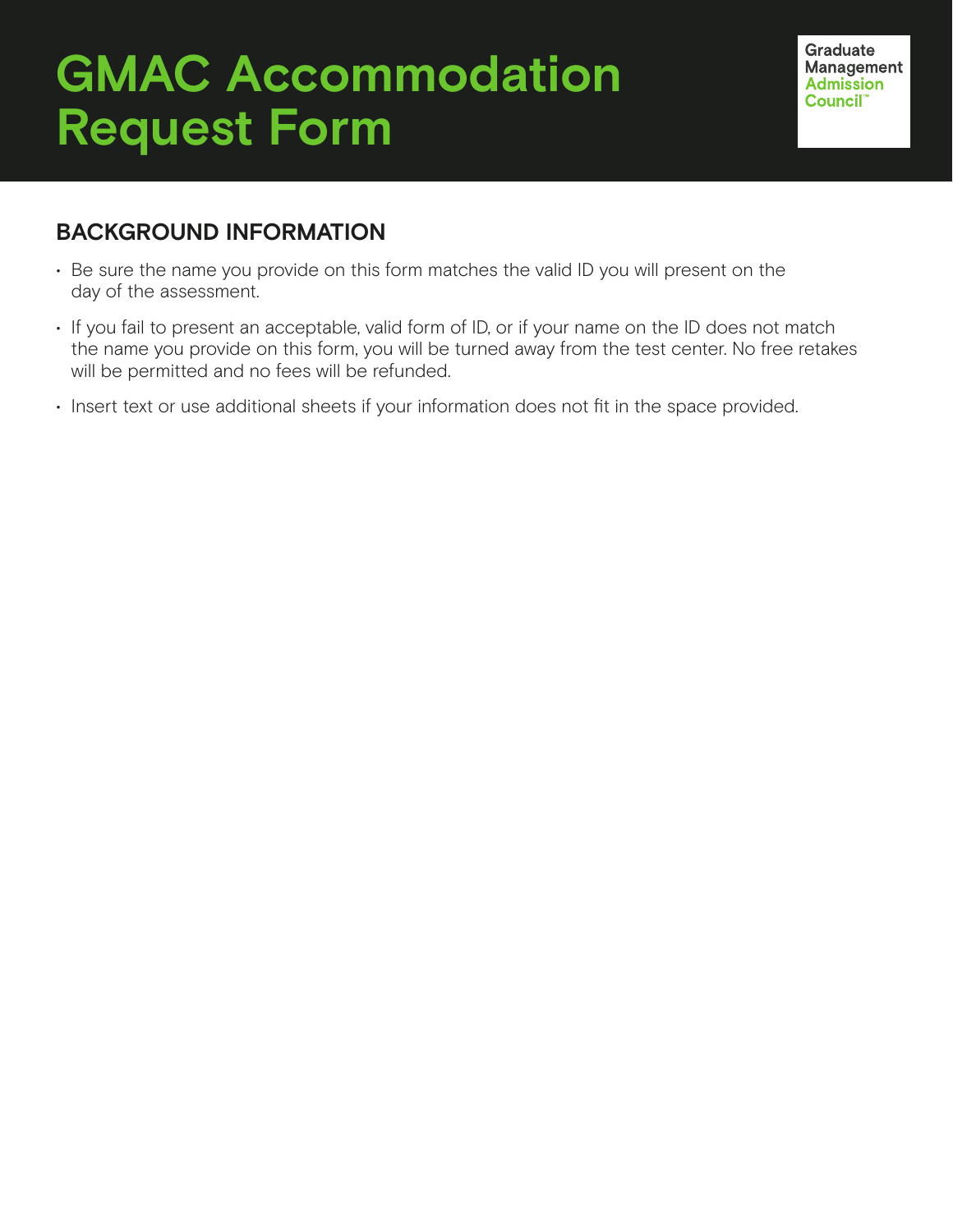# GMAC Accommodation Request Form

Graduate Management Admission Council™

## BACKGROUND INFORMATION

- Be sure the name you provide on this form matches the valid ID you will present on the day of the assessment.
- If you fail to present an acceptable, valid form of ID, or if your name on the ID does not match the name you provide on this form, you will be turned away from the test center. No free retakes will be permitted and no fees will be refunded.
- Insert text or use additional sheets if your information does not fit in the space provided.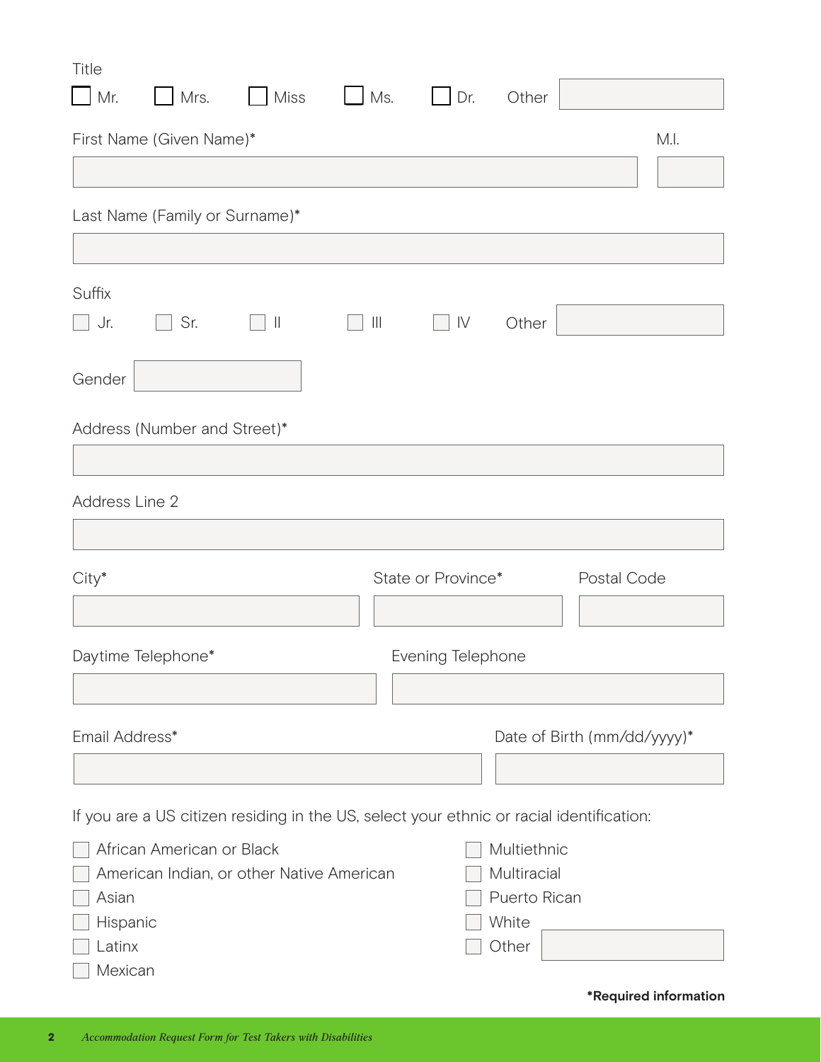Title

- [ ] Mr.
- [ ] Mrs.
- [ ] Miss
- [ ] Ms.
- [ ] Dr.
- Other ____________

First Name (Given Name)* ____________ M.I. ____

Last Name (Family or Surname)* ____________

Suffix

- [ ] Jr.
- [ ] Sr.
- [ ] II
- [ ] III
- [ ] IV
- Other ____________

Gender ____________

Address (Number and Street)* ____________

Address Line 2 ____________

City* ____________ State or Province* ____________ Postal Code ____________

Daytime Telephone* ____________ Evening Telephone ____________

Email Address* ____________ Date of Birth (mm/dd/yyyy)* ____________

If you are a US citizen residing in the US, select your ethnic or racial identification:

- [ ] African American or Black
- [ ] American Indian, or other Native American
- [ ] Asian
- [ ] Hispanic
- [ ] Latinx
- [ ] Mexican
- [ ] Multiethnic
- [ ] Multiracial
- [ ] Puerto Rican
- [ ] White
- [ ] Other ____________

**\*Required information**

*Accommodation Request Form for Test Takers with Disabilities*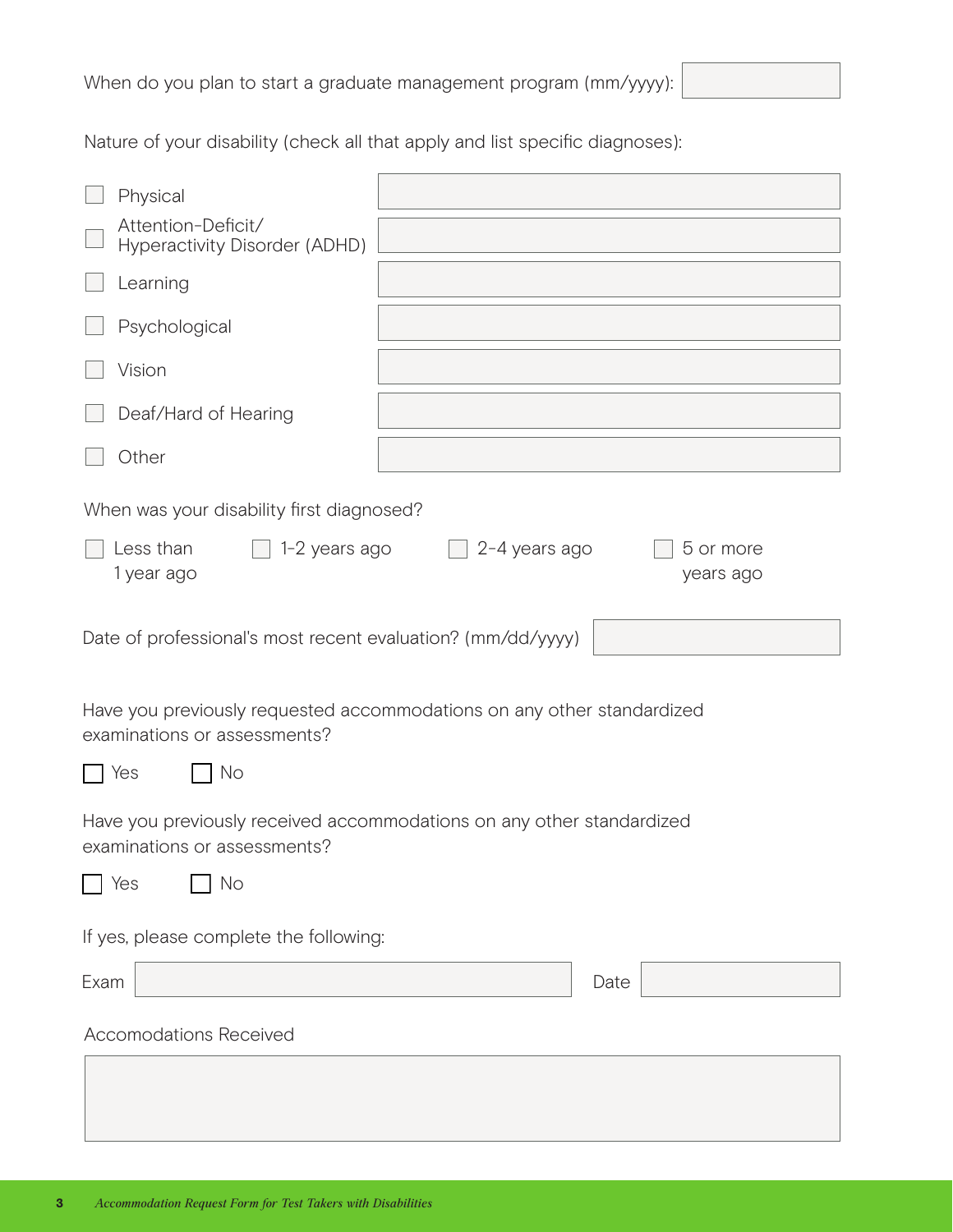When do you plan to start a graduate management program (mm/yyyy): ______________

Nature of your disability (check all that apply and list specific diagnoses):

- ☐ Physical ______________
- ☐ Attention-Deficit/ Hyperactivity Disorder (ADHD) ______________
- ☐ Learning ______________
- ☐ Psychological ______________
- ☐ Vision ______________
- ☐ Deaf/Hard of Hearing ______________
- ☐ Other ______________

When was your disability first diagnosed?

☐ Less than 1 year ago ☐ 1-2 years ago ☐ 2-4 years ago ☐ 5 or more years ago

Date of professional's most recent evaluation? (mm/dd/yyyy) ______________

Have you previously requested accommodations on any other standardized examinations or assessments?

☐ Yes ☐ No

Have you previously received accommodations on any other standardized examinations or assessments?

☐ Yes ☐ No

If yes, please complete the following:

Exam ______________ Date ______________

Accomodations Received

______________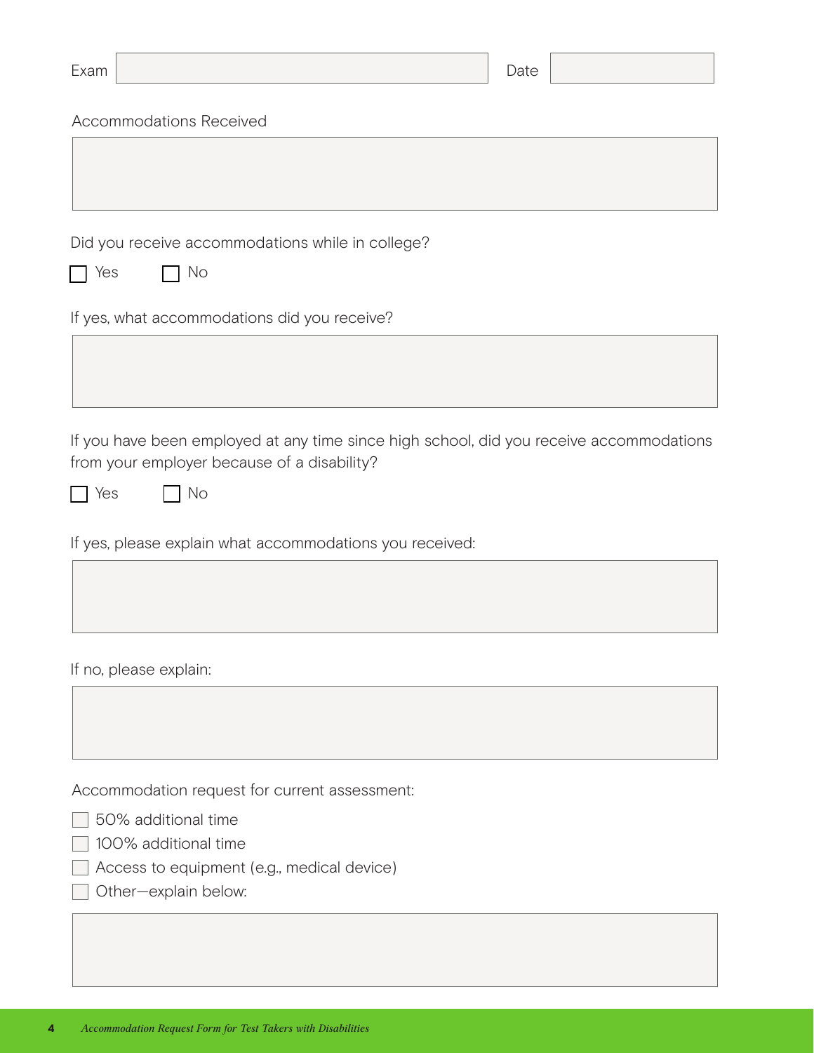Exam ________________ Date ________________

Accommodations Received

&nbsp;

Did you receive accommodations while in college?

- [ ] Yes
- [ ] No

If yes, what accommodations did you receive?

&nbsp;

If you have been employed at any time since high school, did you receive accommodations from your employer because of a disability?

- [ ] Yes
- [ ] No

If yes, please explain what accommodations you received:

&nbsp;

If no, please explain:

&nbsp;

Accommodation request for current assessment:

- [ ] 50% additional time
- [ ] 100% additional time
- [ ] Access to equipment (e.g., medical device)
- [ ] Other—explain below: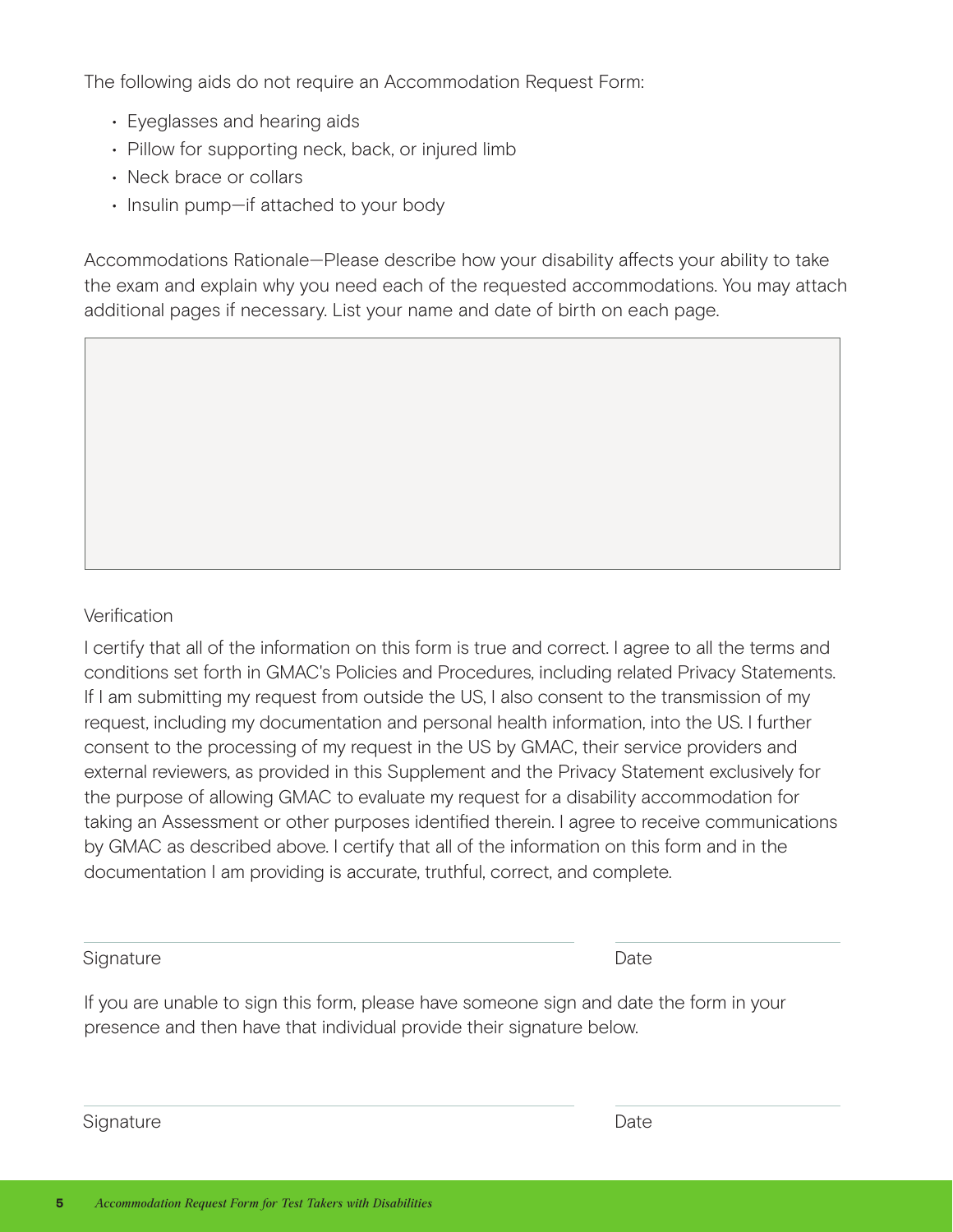The following aids do not require an Accommodation Request Form:

- Eyeglasses and hearing aids
- Pillow for supporting neck, back, or injured limb
- Neck brace or collars
- Insulin pump—if attached to your body

Accommodations Rationale—Please describe how your disability affects your ability to take the exam and explain why you need each of the requested accommodations. You may attach additional pages if necessary. List your name and date of birth on each page.

Verification

I certify that all of the information on this form is true and correct. I agree to all the terms and conditions set forth in GMAC's Policies and Procedures, including related Privacy Statements. If I am submitting my request from outside the US, I also consent to the transmission of my request, including my documentation and personal health information, into the US. I further consent to the processing of my request in the US by GMAC, their service providers and external reviewers, as provided in this Supplement and the Privacy Statement exclusively for the purpose of allowing GMAC to evaluate my request for a disability accommodation for taking an Assessment or other purposes identified therein. I agree to receive communications by GMAC as described above. I certify that all of the information on this form and in the documentation I am providing is accurate, truthful, correct, and complete.

Signature

Date

If you are unable to sign this form, please have someone sign and date the form in your presence and then have that individual provide their signature below.

Signature

Date